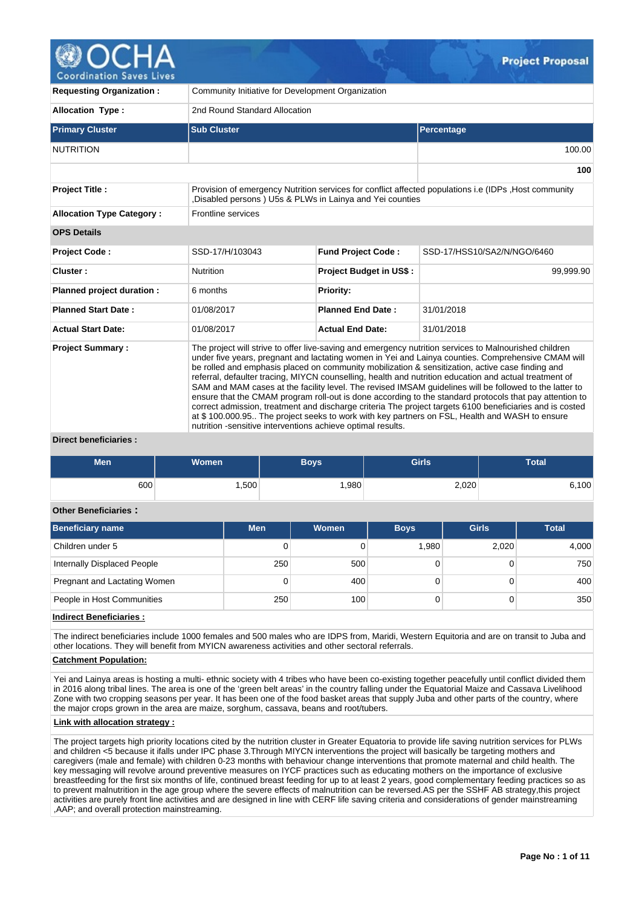# Project Proposal

| | |
|---|---|
| **Requesting Organization :** | Community Initiative for Development Organization |
| **Allocation Type :** | 2nd Round Standard Allocation |

| Primary Cluster | Sub Cluster | Percentage |
|---|---|---|
| NUTRITION | | 100.00 |
| | | **100** |

| | |
|---|---|
| **Project Title :** | Provision of emergency Nutrition services for conflict affected populations i.e (IDPs ,Host community ,Disabled persons ) U5s & PLWs in Lainya and Yei counties |
| **Allocation Type Category :** | Frontline services |

**OPS Details**

| | | | |
|---|---|---|---|
| **Project Code :** | SSD-17/H/103043 | **Fund Project Code :** | SSD-17/HSS10/SA2/N/NGO/6460 |
| **Cluster :** | Nutrition | **Project Budget in US$ :** | 99,999.90 |
| **Planned project duration :** | 6 months | **Priority:** | |
| **Planned Start Date :** | 01/08/2017 | **Planned End Date :** | 31/01/2018 |
| **Actual Start Date:** | 01/08/2017 | **Actual End Date:** | 31/01/2018 |

**Project Summary :**

The project will strive to offer live-saving and emergency nutrition services to Malnourished children under five years, pregnant and lactating women in Yei and Lainya counties. Comprehensive CMAM will be rolled and emphasis placed on community mobilization & sensitization, active case finding and referral, defaulter tracing, MIYCN counselling, health and nutrition education and actual treatment of SAM and MAM cases at the facility level. The revised IMSAM guidelines will be followed to the latter to ensure that the CMAM program roll-out is done according to the standard protocols that pay attention to correct admission, treatment and discharge criteria The project targets 6100 beneficiaries and is costed at $ 100.000.95.. The project seeks to work with key partners on FSL, Health and WASH to ensure nutrition -sensitive interventions achieve optimal results.

**Direct beneficiaries :**

| Men | Women | Boys | Girls | Total |
|---|---|---|---|---|
| 600 | 1,500 | 1,980 | 2,020 | 6,100 |

**Other Beneficiaries :**

| Beneficiary name | Men | Women | Boys | Girls | Total |
|---|---|---|---|---|---|
| Children under 5 | 0 | 0 | 1,980 | 2,020 | 4,000 |
| Internally Displaced People | 250 | 500 | 0 | 0 | 750 |
| Pregnant and Lactating Women | 0 | 400 | 0 | 0 | 400 |
| People in Host Communities | 250 | 100 | 0 | 0 | 350 |

**Indirect Beneficiaries :**

The indirect beneficiaries include 1000 females and 500 males who are IDPS from, Maridi, Western Equitoria and are on transit to Juba and other locations. They will benefit from MYICN awareness activities and other sectoral referrals.

**Catchment Population:**

Yei and Lainya areas is hosting a multi- ethnic society with 4 tribes who have been co-existing together peacefully until conflict divided them in 2016 along tribal lines. The area is one of the 'green belt areas' in the country falling under the Equatorial Maize and Cassava Livelihood Zone with two cropping seasons per year. It has been one of the food basket areas that supply Juba and other parts of the country, where the major crops grown in the area are maize, sorghum, cassava, beans and root/tubers.

**Link with allocation strategy :**

The project targets high priority locations cited by the nutrition cluster in Greater Equatoria to provide life saving nutrition services for PLWs and children <5 because it ifalls under IPC phase 3.Through MIYCN interventions the project will basically be targeting mothers and caregivers (male and female) with children 0-23 months with behaviour change interventions that promote maternal and child health. The key messaging will revolve around preventive measures on IYCF practices such as educating mothers on the importance of exclusive breastfeeding for the first six months of life, continued breast feeding for up to at least 2 years, good complementary feeding practices so as to prevent malnutrition in the age group where the severe effects of malnutrition can be reversed.AS per the SSHF AB strategy,this project activities are purely front line activities and are designed in line with CERF life saving criteria and considerations of gender mainstreaming ,AAP; and overall protection mainstreaming.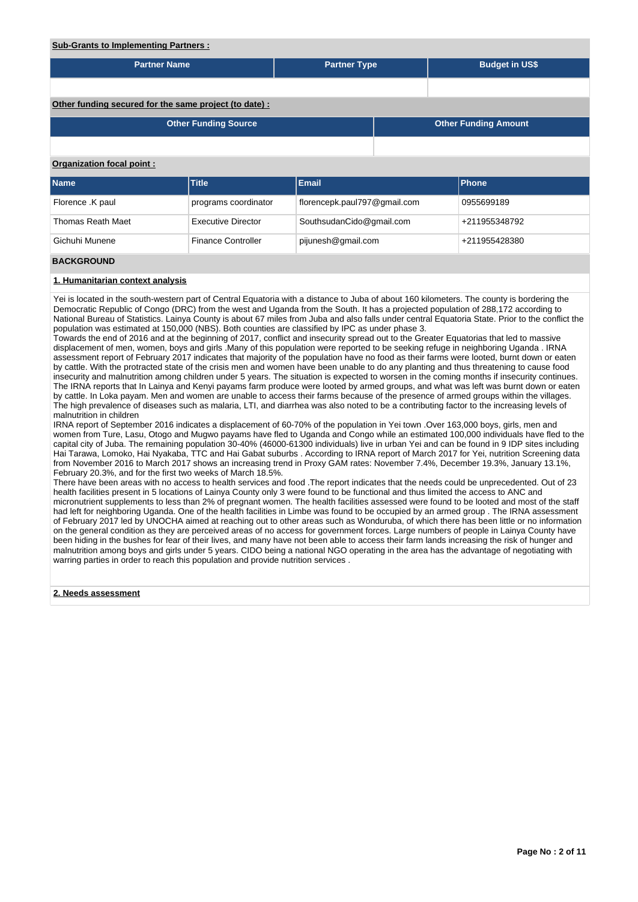**Sub-Grants to Implementing Partners :**

| Partner Name | Partner Type | Budget in US$ |
|---|---|---|
| | | |

**Other funding secured for the same project (to date) :**

| Other Funding Source | Other Funding Amount |
|---|---|
| | |

**Organization focal point :**

| Name | Title | Email | Phone |
|---|---|---|---|
| Florence .K paul | programs coordinator | florencepk.paul797@gmail.com | 0955699189 |
| Thomas Reath Maet | Executive Director | SouthsudanCido@gmail.com | +211955348792 |
| Gichuhi Munene | Finance Controller | pijunesh@gmail.com | +211955428380 |

**BACKGROUND**

**1. Humanitarian context analysis**

Yei is located in the south-western part of Central Equatoria with a distance to Juba of about 160 kilometers. The county is bordering the Democratic Republic of Congo (DRC) from the west and Uganda from the South. It has a projected population of 288,172 according to National Bureau of Statistics. Lainya County is about 67 miles from Juba and also falls under central Equatoria State. Prior to the conflict the population was estimated at 150,000 (NBS). Both counties are classified by IPC as under phase 3.
Towards the end of 2016 and at the beginning of 2017, conflict and insecurity spread out to the Greater Equatorias that led to massive displacement of men, women, boys and girls .Many of this population were reported to be seeking refuge in neighboring Uganda . IRNA assessment report of February 2017 indicates that majority of the population have no food as their farms were looted, burnt down or eaten by cattle. With the protracted state of the crisis men and women have been unable to do any planting and thus threatening to cause food insecurity and malnutrition among children under 5 years. The situation is expected to worsen in the coming months if insecurity continues. The IRNA reports that In Lainya and Kenyi payams farm produce were looted by armed groups, and what was left was burnt down or eaten by cattle. In Loka payam. Men and women are unable to access their farms because of the presence of armed groups within the villages. The high prevalence of diseases such as malaria, LTI, and diarrhea was also noted to be a contributing factor to the increasing levels of malnutrition in children
IRNA report of September 2016 indicates a displacement of 60-70% of the population in Yei town .Over 163,000 boys, girls, men and women from Ture, Lasu, Otogo and Mugwo payams have fled to Uganda and Congo while an estimated 100,000 individuals have fled to the capital city of Juba. The remaining population 30-40% (46000-61300 individuals) live in urban Yei and can be found in 9 IDP sites including Hai Tarawa, Lomoko, Hai Nyakaba, TTC and Hai Gabat suburbs . According to IRNA report of March 2017 for Yei, nutrition Screening data from November 2016 to March 2017 shows an increasing trend in Proxy GAM rates: November 7.4%, December 19.3%, January 13.1%, February 20.3%, and for the first two weeks of March 18.5%.
There have been areas with no access to health services and food .The report indicates that the needs could be unprecedented. Out of 23 health facilities present in 5 locations of Lainya County only 3 were found to be functional and thus limited the access to ANC and micronutrient supplements to less than 2% of pregnant women. The health facilities assessed were found to be looted and most of the staff had left for neighboring Uganda. One of the health facilities in Limbe was found to be occupied by an armed group . The IRNA assessment of February 2017 led by UNOCHA aimed at reaching out to other areas such as Wonduruba, of which there has been little or no information on the general condition as they are perceived areas of no access for government forces. Large numbers of people in Lainya County have been hiding in the bushes for fear of their lives, and many have not been able to access their farm lands increasing the risk of hunger and malnutrition among boys and girls under 5 years. CIDO being a national NGO operating in the area has the advantage of negotiating with warring parties in order to reach this population and provide nutrition services .

**2. Needs assessment**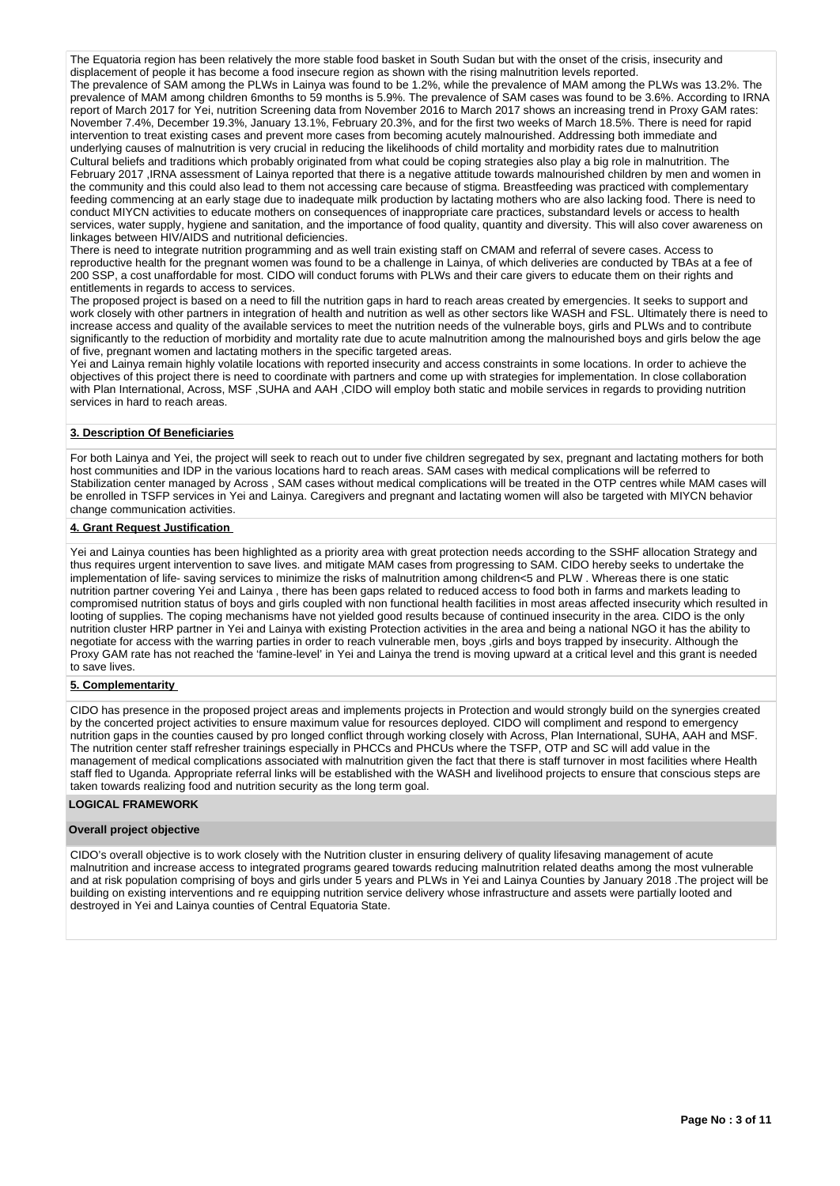The Equatoria region has been relatively the more stable food basket in South Sudan but with the onset of the crisis, insecurity and displacement of people it has become a food insecure region as shown with the rising malnutrition levels reported.
The prevalence of SAM among the PLWs in Lainya was found to be 1.2%, while the prevalence of MAM among the PLWs was 13.2%. The prevalence of MAM among children 6months to 59 months is 5.9%. The prevalence of SAM cases was found to be 3.6%. According to IRNA report of March 2017 for Yei, nutrition Screening data from November 2016 to March 2017 shows an increasing trend in Proxy GAM rates: November 7.4%, December 19.3%, January 13.1%, February 20.3%, and for the first two weeks of March 18.5%. There is need for rapid intervention to treat existing cases and prevent more cases from becoming acutely malnourished. Addressing both immediate and underlying causes of malnutrition is very crucial in reducing the likelihoods of child mortality and morbidity rates due to malnutrition
Cultural beliefs and traditions which probably originated from what could be coping strategies also play a big role in malnutrition. The February 2017 ,IRNA assessment of Lainya reported that there is a negative attitude towards malnourished children by men and women in the community and this could also lead to them not accessing care because of stigma. Breastfeeding was practiced with complementary feeding commencing at an early stage due to inadequate milk production by lactating mothers who are also lacking food. There is need to conduct MIYCN activities to educate mothers on consequences of inappropriate care practices, substandard levels or access to health services, water supply, hygiene and sanitation, and the importance of food quality, quantity and diversity. This will also cover awareness on linkages between HIV/AIDS and nutritional deficiencies.
There is need to integrate nutrition programming and as well train existing staff on CMAM and referral of severe cases. Access to reproductive health for the pregnant women was found to be a challenge in Lainya, of which deliveries are conducted by TBAs at a fee of 200 SSP, a cost unaffordable for most. CIDO will conduct forums with PLWs and their care givers to educate them on their rights and entitlements in regards to access to services.
The proposed project is based on a need to fill the nutrition gaps in hard to reach areas created by emergencies. It seeks to support and work closely with other partners in integration of health and nutrition as well as other sectors like WASH and FSL. Ultimately there is need to increase access and quality of the available services to meet the nutrition needs of the vulnerable boys, girls and PLWs and to contribute significantly to the reduction of morbidity and mortality rate due to acute malnutrition among the malnourished boys and girls below the age of five, pregnant women and lactating mothers in the specific targeted areas.
Yei and Lainya remain highly volatile locations with reported insecurity and access constraints in some locations. In order to achieve the objectives of this project there is need to coordinate with partners and come up with strategies for implementation. In close collaboration with Plan International, Across, MSF ,SUHA and AAH ,CIDO will employ both static and mobile services in regards to providing nutrition services in hard to reach areas.

## 3. Description Of Beneficiaries

For both Lainya and Yei, the project will seek to reach out to under five children segregated by sex, pregnant and lactating mothers for both host communities and IDP in the various locations hard to reach areas. SAM cases with medical complications will be referred to Stabilization center managed by Across , SAM cases without medical complications will be treated in the OTP centres while MAM cases will be enrolled in TSFP services in Yei and Lainya. Caregivers and pregnant and lactating women will also be targeted with MIYCN behavior change communication activities.

## 4. Grant Request Justification

Yei and Lainya counties has been highlighted as a priority area with great protection needs according to the SSHF allocation Strategy and thus requires urgent intervention to save lives. and mitigate MAM cases from progressing to SAM. CIDO hereby seeks to undertake the implementation of life- saving services to minimize the risks of malnutrition among children<5 and PLW . Whereas there is one static nutrition partner covering Yei and Lainya , there has been gaps related to reduced access to food both in farms and markets leading to compromised nutrition status of boys and girls coupled with non functional health facilities in most areas affected insecurity which resulted in looting of supplies. The coping mechanisms have not yielded good results because of continued insecurity in the area. CIDO is the only nutrition cluster HRP partner in Yei and Lainya with existing Protection activities in the area and being a national NGO it has the ability to negotiate for access with the warring parties in order to reach vulnerable men, boys ,girls and boys trapped by insecurity. Although the Proxy GAM rate has not reached the 'famine-level' in Yei and Lainya the trend is moving upward at a critical level and this grant is needed to save lives.

## 5. Complementarity

CIDO has presence in the proposed project areas and implements projects in Protection and would strongly build on the synergies created by the concerted project activities to ensure maximum value for resources deployed. CIDO will compliment and respond to emergency nutrition gaps in the counties caused by pro longed conflict through working closely with Across, Plan International, SUHA, AAH and MSF. The nutrition center staff refresher trainings especially in PHCCs and PHCUs where the TSFP, OTP and SC will add value in the management of medical complications associated with malnutrition given the fact that there is staff turnover in most facilities where Health staff fled to Uganda. Appropriate referral links will be established with the WASH and livelihood projects to ensure that conscious steps are taken towards realizing food and nutrition security as the long term goal.

## LOGICAL FRAMEWORK

### Overall project objective

CIDO's overall objective is to work closely with the Nutrition cluster in ensuring delivery of quality lifesaving management of acute malnutrition and increase access to integrated programs geared towards reducing malnutrition related deaths among the most vulnerable and at risk population comprising of boys and girls under 5 years and PLWs in Yei and Lainya Counties by January 2018 .The project will be building on existing interventions and re equipping nutrition service delivery whose infrastructure and assets were partially looted and destroyed in Yei and Lainya counties of Central Equatoria State.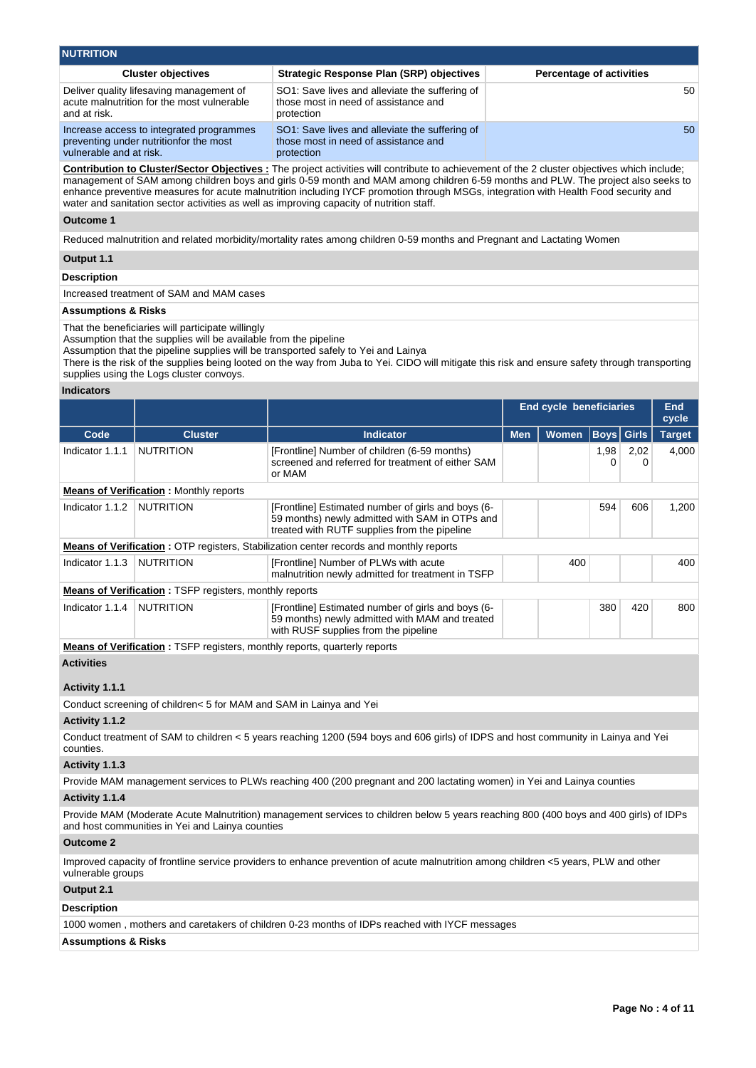## NUTRITION

| Cluster objectives | Strategic Response Plan (SRP) objectives | Percentage of activities |
|---|---|---|
| Deliver quality lifesaving management of acute malnutrition for the most vulnerable and at risk. | SO1: Save lives and alleviate the suffering of those most in need of assistance and protection | 50 |
| Increase access to integrated programmes preventing under nutritionfor the most vulnerable and at risk. | SO1: Save lives and alleviate the suffering of those most in need of assistance and protection | 50 |

**Contribution to Cluster/Sector Objectives :** The project activities will contribute to achievement of the 2 cluster objectives which include; management of SAM among children boys and girls 0-59 month and MAM among children 6-59 months and PLW. The project also seeks to enhance preventive measures for acute malnutrition including IYCF promotion through MSGs, integration with Health Food security and water and sanitation sector activities as well as improving capacity of nutrition staff.

**Outcome 1**

Reduced malnutrition and related morbidity/mortality rates among children 0-59 months and Pregnant and Lactating Women

**Output 1.1**

**Description**

Increased treatment of SAM and MAM cases

**Assumptions & Risks**

That the beneficiaries will participate willingly
Assumption that the supplies will be available from the pipeline
Assumption that the pipeline supplies will be transported safely to Yei and Lainya
There is the risk of the supplies being looted on the way from Juba to Yei. CIDO will mitigate this risk and ensure safety through transporting supplies using the Logs cluster convoys.

**Indicators**

| | | | End cycle beneficiaries | | | | End cycle |
|---|---|---|---|---|---|---|---|
| Code | Cluster | Indicator | Men | Women | Boys | Girls | Target |
| Indicator 1.1.1 | NUTRITION | [Frontline] Number of children (6-59 months) screened and referred for treatment of either SAM or MAM | | | 1,980 | 2,020 | 4,000 |
| **Means of Verification :** Monthly reports | | | | | | | |
| Indicator 1.1.2 | NUTRITION | [Frontline] Estimated number of girls and boys (6-59 months) newly admitted with SAM in OTPs and treated with RUTF supplies from the pipeline | | | 594 | 606 | 1,200 |
| **Means of Verification :** OTP registers, Stabilization center records and monthly reports | | | | | | | |
| Indicator 1.1.3 | NUTRITION | [Frontline] Number of PLWs with acute malnutrition newly admitted for treatment in TSFP | | 400 | | | 400 |
| **Means of Verification :** TSFP registers, monthly reports | | | | | | | |
| Indicator 1.1.4 | NUTRITION | [Frontline] Estimated number of girls and boys (6-59 months) newly admitted with MAM and treated with RUSF supplies from the pipeline | | | 380 | 420 | 800 |
| **Means of Verification :** TSFP registers, monthly reports, quarterly reports | | | | | | | |

**Activities**

**Activity 1.1.1**

Conduct screening of children< 5 for MAM and SAM in Lainya and Yei

**Activity 1.1.2**

Conduct treatment of SAM to children < 5 years reaching 1200 (594 boys and 606 girls) of IDPS and host community in Lainya and Yei counties.

**Activity 1.1.3**

Provide MAM management services to PLWs reaching 400 (200 pregnant and 200 lactating women) in Yei and Lainya counties

**Activity 1.1.4**

Provide MAM (Moderate Acute Malnutrition) management services to children below 5 years reaching 800 (400 boys and 400 girls) of IDPs and host communities in Yei and Lainya counties

**Outcome 2**

Improved capacity of frontline service providers to enhance prevention of acute malnutrition among children <5 years, PLW and other vulnerable groups

**Output 2.1**

**Description**

1000 women , mothers and caretakers of children 0-23 months of IDPs reached with IYCF messages

**Assumptions & Risks**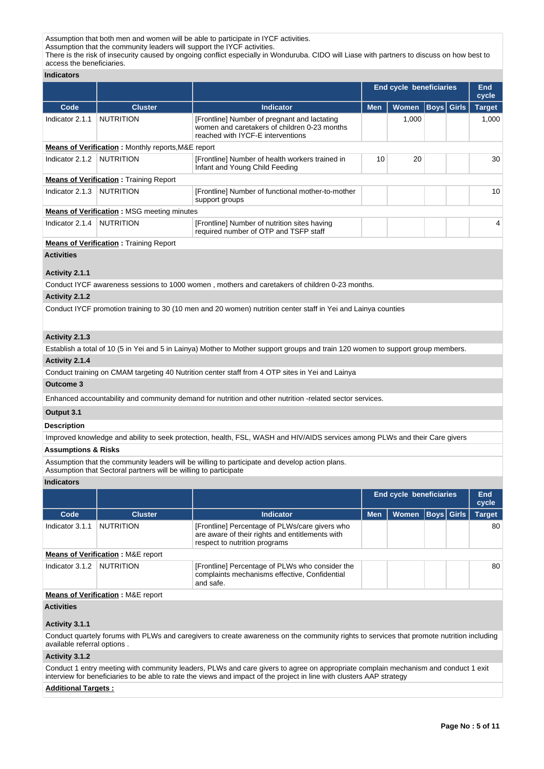Assumption that both men and women will be able to participate in IYCF activities.
Assumption that the community leaders will support the IYCF activities.
There is the risk of insecurity caused by ongoing conflict especially in Wonduruba. CIDO will Liase with partners to discuss on how best to access the beneficiaries.

**Indicators**

| | | | End cycle beneficiaries | | | | End cycle |
|---|---|---|---|---|---|---|---|
| **Code** | **Cluster** | **Indicator** | **Men** | **Women** | **Boys** | **Girls** | **Target** |
| Indicator 2.1.1 | NUTRITION | [Frontline] Number of pregnant and lactating women and caretakers of children 0-23 months reached with IYCF-E interventions | | 1,000 | | | 1,000 |
| **Means of Verification :** Monthly reports,M&E report | | | | | | | |
| Indicator 2.1.2 | NUTRITION | [Frontline] Number of health workers trained in Infant and Young Child Feeding | 10 | 20 | | | 30 |
| **Means of Verification :** Training Report | | | | | | | |
| Indicator 2.1.3 | NUTRITION | [Frontline] Number of functional mother-to-mother support groups | | | | | 10 |
| **Means of Verification :** MSG meeting minutes | | | | | | | |
| Indicator 2.1.4 | NUTRITION | [Frontline] Number of nutrition sites having required number of OTP and TSFP staff | | | | | 4 |
| **Means of Verification :** Training Report | | | | | | | |

**Activities**

**Activity 2.1.1**

Conduct IYCF awareness sessions to 1000 women , mothers and caretakers of children 0-23 months.

**Activity 2.1.2**

Conduct IYCF promotion training to 30 (10 men and 20 women) nutrition center staff in Yei and Lainya counties

**Activity 2.1.3**

Establish a total of 10 (5 in Yei and 5 in Lainya) Mother to Mother support groups and train 120 women to support group members.

**Activity 2.1.4**

Conduct training on CMAM targeting 40 Nutrition center staff from 4 OTP sites in Yei and Lainya

**Outcome 3**

Enhanced accountability and community demand for nutrition and other nutrition -related sector services.

**Output 3.1**

**Description**

Improved knowledge and ability to seek protection, health, FSL, WASH and HIV/AIDS services among PLWs and their Care givers

**Assumptions & Risks**

Assumption that the community leaders will be willing to participate and develop action plans.
Assumption that Sectoral partners will be willing to participate

**Indicators**

| | | | End cycle beneficiaries | | | | End cycle |
|---|---|---|---|---|---|---|---|
| **Code** | **Cluster** | **Indicator** | **Men** | **Women** | **Boys** | **Girls** | **Target** |
| Indicator 3.1.1 | NUTRITION | [Frontline] Percentage of PLWs/care givers who are aware of their rights and entitlements with respect to nutrition programs | | | | | 80 |
| **Means of Verification :** M&E report | | | | | | | |
| Indicator 3.1.2 | NUTRITION | [Frontline] Percentage of PLWs who consider the complaints mechanisms effective, Confidential and safe. | | | | | 80 |
| **Means of Verification :** M&E report | | | | | | | |

**Activities**

**Activity 3.1.1**

Conduct quartely forums with PLWs and caregivers to create awareness on the community rights to services that promote nutrition including available referral options .

**Activity 3.1.2**

Conduct 1 entry meeting with community leaders, PLWs and care givers to agree on appropriate complain mechanism and conduct 1 exit interview for beneficiaries to be able to rate the views and impact of the project in line with clusters AAP strategy

**Additional Targets :**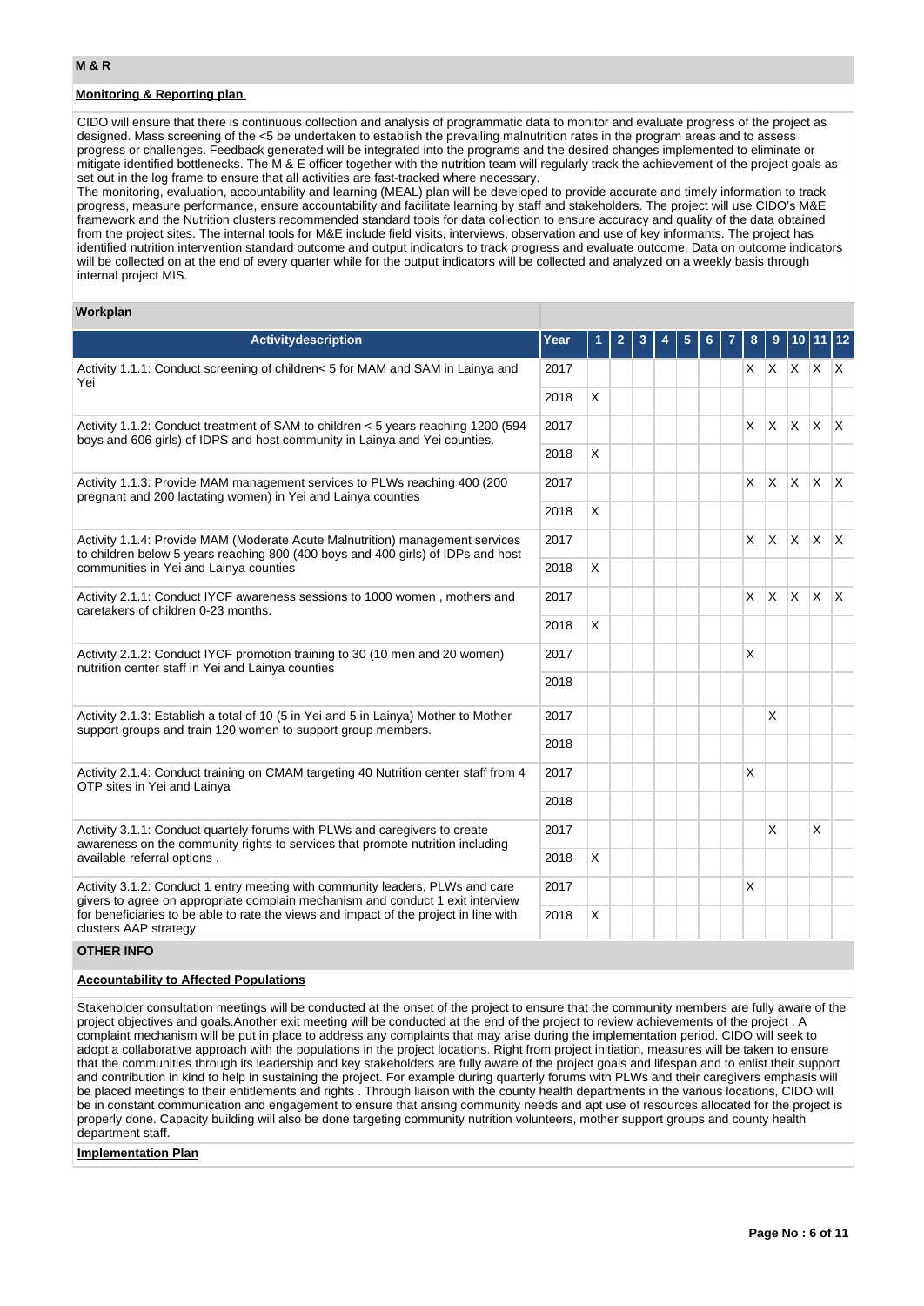## M & R

### Monitoring & Reporting plan

CIDO will ensure that there is continuous collection and analysis of programmatic data to monitor and evaluate progress of the project as designed. Mass screening of the <5 be undertaken to establish the prevailing malnutrition rates in the program areas and to assess progress or challenges. Feedback generated will be integrated into the programs and the desired changes implemented to eliminate or mitigate identified bottlenecks. The M & E officer together with the nutrition team will regularly track the achievement of the project goals as set out in the log frame to ensure that all activities are fast-tracked where necessary.
The monitoring, evaluation, accountability and learning (MEAL) plan will be developed to provide accurate and timely information to track progress, measure performance, ensure accountability and facilitate learning by staff and stakeholders. The project will use CIDO's M&E framework and the Nutrition clusters recommended standard tools for data collection to ensure accuracy and quality of the data obtained from the project sites. The internal tools for M&E include field visits, interviews, observation and use of key informants. The project has identified nutrition intervention standard outcome and output indicators to track progress and evaluate outcome. Data on outcome indicators will be collected on at the end of every quarter while for the output indicators will be collected and analyzed on a weekly basis through internal project MIS.

### Workplan

| Activitydescription | Year | 1 | 2 | 3 | 4 | 5 | 6 | 7 | 8 | 9 | 10 | 11 | 12 |
|---|---|---|---|---|---|---|---|---|---|---|---|---|---|
| Activity 1.1.1: Conduct screening of children< 5 for MAM and SAM in Lainya and Yei | 2017 | | | | | | | | X | X | X | X | X |
| | 2018 | X | | | | | | | | | | | |
| Activity 1.1.2: Conduct treatment of SAM to children < 5 years reaching 1200 (594 boys and 606 girls) of IDPS and host community in Lainya and Yei counties. | 2017 | | | | | | | | X | X | X | X | X |
| | 2018 | X | | | | | | | | | | | |
| Activity 1.1.3: Provide MAM management services to PLWs reaching 400 (200 pregnant and 200 lactating women) in Yei and Lainya counties | 2017 | | | | | | | | X | X | X | X | X |
| | 2018 | X | | | | | | | | | | | |
| Activity 1.1.4: Provide MAM (Moderate Acute Malnutrition) management services to children below 5 years reaching 800 (400 boys and 400 girls) of IDPs and host communities in Yei and Lainya counties | 2017 | | | | | | | | X | X | X | X | X |
| | 2018 | X | | | | | | | | | | | |
| Activity 2.1.1: Conduct IYCF awareness sessions to 1000 women , mothers and caretakers of children 0-23 months. | 2017 | | | | | | | | X | X | X | X | X |
| | 2018 | X | | | | | | | | | | | |
| Activity 2.1.2: Conduct IYCF promotion training to 30 (10 men and 20 women) nutrition center staff in Yei and Lainya counties | 2017 | | | | | | | | X | | | | |
| | 2018 | | | | | | | | | | | | |
| Activity 2.1.3: Establish a total of 10 (5 in Yei and 5 in Lainya) Mother to Mother support groups and train 120 women to support group members. | 2017 | | | | | | | | | X | | | |
| | 2018 | | | | | | | | | | | | |
| Activity 2.1.4: Conduct training on CMAM targeting 40 Nutrition center staff from 4 OTP sites in Yei and Lainya | 2017 | | | | | | | | X | | | | |
| | 2018 | | | | | | | | | | | | |
| Activity 3.1.1: Conduct quartely forums with PLWs and caregivers to create awareness on the community rights to services that promote nutrition including available referral options . | 2017 | | | | | | | | | X | | X | |
| | 2018 | X | | | | | | | | | | | |
| Activity 3.1.2: Conduct 1 entry meeting with community leaders, PLWs and care givers to agree on appropriate complain mechanism and conduct 1 exit interview for beneficiaries to be able to rate the views and impact of the project in line with clusters AAP strategy | 2017 | | | | | | | | X | | | | |
| | 2018 | X | | | | | | | | | | | |

## OTHER INFO

### Accountability to Affected Populations

Stakeholder consultation meetings will be conducted at the onset of the project to ensure that the community members are fully aware of the project objectives and goals.Another exit meeting will be conducted at the end of the project to review achievements of the project . A complaint mechanism will be put in place to address any complaints that may arise during the implementation period. CIDO will seek to adopt a collaborative approach with the populations in the project locations. Right from project initiation, measures will be taken to ensure that the communities through its leadership and key stakeholders are fully aware of the project goals and lifespan and to enlist their support and contribution in kind to help in sustaining the project. For example during quarterly forums with PLWs and their caregivers emphasis will be placed meetings to their entitlements and rights . Through liaison with the county health departments in the various locations, CIDO will be in constant communication and engagement to ensure that arising community needs and apt use of resources allocated for the project is properly done. Capacity building will also be done targeting community nutrition volunteers, mother support groups and county health department staff.

### Implementation Plan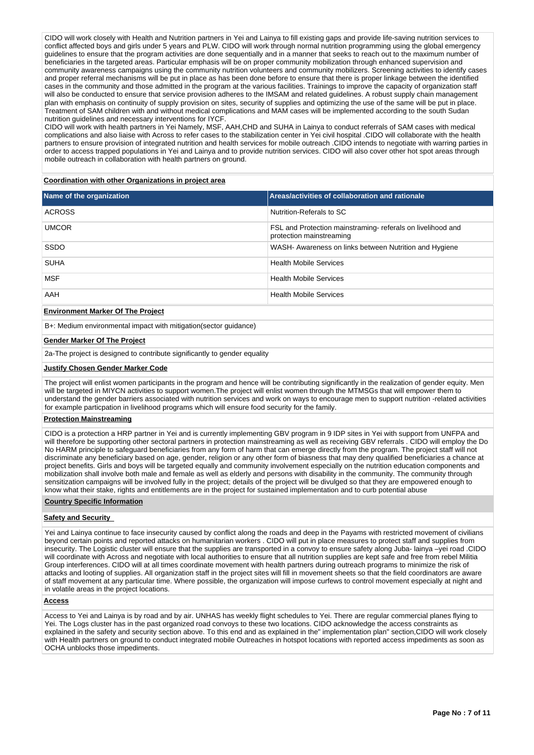CIDO will work closely with Health and Nutrition partners in Yei and Lainya to fill existing gaps and provide life-saving nutrition services to conflict affected boys and girls under 5 years and PLW. CIDO will work through normal nutrition programming using the global emergency guidelines to ensure that the program activities are done sequentially and in a manner that seeks to reach out to the maximum number of beneficiaries in the targeted areas. Particular emphasis will be on proper community mobilization through enhanced supervision and community awareness campaigns using the community nutrition volunteers and community mobilizers. Screening activities to identify cases and proper referral mechanisms will be put in place as has been done before to ensure that there is proper linkage between the identified cases in the community and those admitted in the program at the various facilities. Trainings to improve the capacity of organization staff will also be conducted to ensure that service provision adheres to the IMSAM and related guidelines. A robust supply chain management plan with emphasis on continuity of supply provision on sites, security of supplies and optimizing the use of the same will be put in place. Treatment of SAM children with and without medical complications and MAM cases will be implemented according to the south Sudan nutrition guidelines and necessary interventions for IYCF.
CIDO will work with health partners in Yei Namely, MSF, AAH,CHD and SUHA in Lainya to conduct referrals of SAM cases with medical complications and also liaise with Across to refer cases to the stabilization center in Yei civil hospital .CIDO will collaborate with the health partners to ensure provision of integrated nutrition and health services for mobile outreach .CIDO intends to negotiate with warring parties in order to access trapped populations in Yei and Lainya and to provide nutrition services. CIDO will also cover other hot spot areas through mobile outreach in collaboration with health partners on ground.

**Coordination with other Organizations in project area**

| Name of the organization | Areas/activities of collaboration and rationale |
|---|---|
| ACROSS | Nutrition-Referals to SC |
| UMCOR | FSL and Protection mainstraming- referals on livelihood and protection mainstreaming |
| SSDO | WASH- Awareness on links between Nutrition and Hygiene |
| SUHA | Health Mobile Services |
| MSF | Health Mobile Services |
| AAH | Health Mobile Services |

**Environment Marker Of The Project**

B+: Medium environmental impact with mitigation(sector guidance)

**Gender Marker Of The Project**

2a-The project is designed to contribute significantly to gender equality

**Justify Chosen Gender Marker Code**

The project will enlist women participants in the program and hence will be contributing significantly in the realization of gender equity. Men will be targeted in MIYCN activities to support women.The project will enlist women through the MTMSGs that will empower them to understand the gender barriers associated with nutrition services and work on ways to encourage men to support nutrition -related activities for example particpation in livelihood programs which will ensure food security for the family.

**Protection Mainstreaming**

CIDO is a protection a HRP partner in Yei and is currently implementing GBV program in 9 IDP sites in Yei with support from UNFPA and will therefore be supporting other sectoral partners in protection mainstreaming as well as receiving GBV referrals . CIDO will employ the Do No HARM principle to safeguard beneficiaries from any form of harm that can emerge directly from the program. The project staff will not discriminate any beneficiary based on age, gender, religion or any other form of biasness that may deny qualified beneficiaries a chance at project benefits. Girls and boys will be targeted equally and community involvement especially on the nutrition education components and mobilization shall involve both male and female as well as elderly and persons with disability in the community. The community through sensitization campaigns will be involved fully in the project; details of the project will be divulged so that they are empowered enough to know what their stake, rights and entitlements are in the project for sustained implementation and to curb potential abuse

**Country Specific Information**

**Safety and Security**

Yei and Lainya continue to face insecurity caused by conflict along the roads and deep in the Payams with restricted movement of civilians beyond certain points and reported attacks on humanitarian workers . CIDO will put in place measures to protect staff and supplies from insecurity. The Logistic cluster will ensure that the supplies are transported in a convoy to ensure safety along Juba- lainya –yei road .CIDO will coordinate with Across and negotiate with local authorities to ensure that all nutrition supplies are kept safe and free from rebel Militia Group interferences. CIDO will at all times coordinate movement with health partners during outreach programs to minimize the risk of attacks and looting of supplies. All organization staff in the project sites will fill in movement sheets so that the field coordinators are aware of staff movement at any particular time. Where possible, the organization will impose curfews to control movement especially at night and in volatile areas in the project locations.

**Access**

Access to Yei and Lainya is by road and by air. UNHAS has weekly flight schedules to Yei. There are regular commercial planes flying to Yei. The Logs cluster has in the past organized road convoys to these two locations. CIDO acknowledge the access constraints as explained in the safety and security section above. To this end and as explained in the" implementation plan" section,CIDO will work closely with Health partners on ground to conduct integrated mobile Outreaches in hotspot locations with reported access impediments as soon as OCHA unblocks those impediments.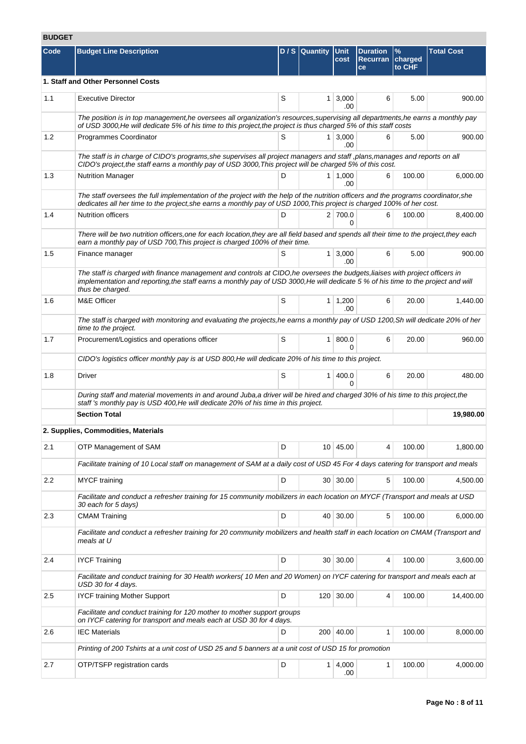## BUDGET

| Code | Budget Line Description | D / S | Quantity | Unit cost | Duration Recurrance | % charged to CHF | Total Cost |
|---|---|---|---|---|---|---|---|
| **1. Staff and Other Personnel Costs** | | | | | | | |
| 1.1 | Executive Director | S | 1 | 3,000.00 | 6 | 5.00 | 900.00 |
| | *The position is in top management,he oversees all organization's resources,supervising all departments,he earns a monthly pay of USD 3000,He will dedicate 5% of his time to this project,the project is thus charged 5% of this staff costs* | | | | | | |
| 1.2 | Programmes Coordinator | S | 1 | 3,000.00 | 6 | 5.00 | 900.00 |
| | *The staff is in charge of CIDO's programs,she supervises all project managers and staff ,plans,manages and reports on all CIDO's project,the staff earns a monthly pay of USD 3000,This project will be charged 5% of this cost.* | | | | | | |
| 1.3 | Nutrition Manager | D | 1 | 1,000.00 | 6 | 100.00 | 6,000.00 |
| | *The staff oversees the full implementation of the project with the help of the nutrition officers and the programs coordinator,she dedicates all her time to the project,she earns a monthly pay of USD 1000,This project is charged 100% of her cost.* | | | | | | |
| 1.4 | Nutrition officers | D | 2 | 700.00 | 6 | 100.00 | 8,400.00 |
| | *There will be two nutrition officers,one for each location,they are all field based and spends all their time to the project,they each earn a monthly pay of USD 700,This project is charged 100% of their time.* | | | | | | |
| 1.5 | Finance manager | S | 1 | 3,000.00 | 6 | 5.00 | 900.00 |
| | *The staff is charged with finance management and controls at CIDO,he oversees the budgets,liaises with project officers in implementation and reporting,the staff earns a monthly pay of USD 3000,He will dedicate 5 % of his time to the project and will thus be charged.* | | | | | | |
| 1.6 | M&E Officer | S | 1 | 1,200.00 | 6 | 20.00 | 1,440.00 |
| | *The staff is charged with monitoring and evaluating the projects,he earns a monthly pay of USD 1200,Sh will dedicate 20% of her time to the project.* | | | | | | |
| 1.7 | Procurement/Logistics and operations officer | S | 1 | 800.00 | 6 | 20.00 | 960.00 |
| | *CIDO's logistics officer monthly pay is at USD 800,He will dedicate 20% of his time to this project.* | | | | | | |
| 1.8 | Driver | S | 1 | 400.00 | 6 | 20.00 | 480.00 |
| | *During staff and material movements in and around Juba,a driver will be hired and charged 30% of his time to this project,the staff 's monthly pay is USD 400,He will dedicate 20% of his time in this project.* | | | | | | |
| | **Section Total** | | | | | | **19,980.00** |
| **2. Supplies, Commodities, Materials** | | | | | | | |
| 2.1 | OTP Management of SAM | D | 10 | 45.00 | 4 | 100.00 | 1,800.00 |
| | *Facilitate training of 10 Local staff on management of SAM at a daily cost of USD 45 For 4 days catering for transport and meals* | | | | | | |
| 2.2 | MYCF training | D | 30 | 30.00 | 5 | 100.00 | 4,500.00 |
| | *Facilitate and conduct a refresher training for 15 community mobilizers in each location on MYCF (Transport and meals at USD 30 each for 5 days)* | | | | | | |
| 2.3 | CMAM Training | D | 40 | 30.00 | 5 | 100.00 | 6,000.00 |
| | *Facilitate and conduct a refresher training for 20 community mobilizers and health staff in each location on CMAM (Transport and meals at U* | | | | | | |
| 2.4 | IYCF Training | D | 30 | 30.00 | 4 | 100.00 | 3,600.00 |
| | *Facilitate and conduct training for 30 Health workers( 10 Men and 20 Women) on IYCF catering for transport and meals each at USD 30 for 4 days.* | | | | | | |
| 2.5 | IYCF training Mother Support | D | 120 | 30.00 | 4 | 100.00 | 14,400.00 |
| | *Facilitate and conduct training for 120 mother to mother support groups on IYCF catering for transport and meals each at USD 30 for 4 days.* | | | | | | |
| 2.6 | IEC Materials | D | 200 | 40.00 | 1 | 100.00 | 8,000.00 |
| | *Printing of 200 Tshirts at a unit cost of USD 25 and 5 banners at a unit cost of USD 15 for promotion* | | | | | | |
| 2.7 | OTP/TSFP registration cards | D | 1 | 4,000.00 | 1 | 100.00 | 4,000.00 |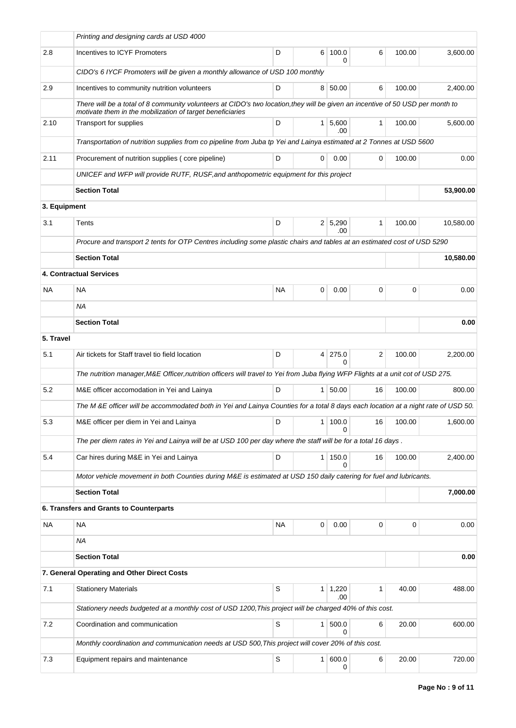| | | | | | | | |
|---|---|---|---|---|---|---|---|
| | *Printing and designing cards at USD 4000* | | | | | | |
| 2.8 | Incentives to ICYF Promoters | D | 6 | 100.00 | 6 | 100.00 | 3,600.00 |
| | *CIDO's 6 IYCF Promoters will be given a monthly allowance of USD 100 monthly* | | | | | | |
| 2.9 | Incentives to community nutrition volunteers | D | 8 | 50.00 | 6 | 100.00 | 2,400.00 |
| | *There will be a total of 8 community volunteers at CIDO's two location,they will be given an incentive of 50 USD per month to motivate them in the mobilization of target beneficiaries* | | | | | | |
| 2.10 | Transport for supplies | D | 1 | 5,600.00 | 1 | 100.00 | 5,600.00 |
| | *Transportation of nutrition supplies from co pipeline from Juba tp Yei and Lainya estimated at 2 Tonnes at USD 5600* | | | | | | |
| 2.11 | Procurement of nutrition supplies ( core pipeline) | D | 0 | 0.00 | 0 | 100.00 | 0.00 |
| | *UNICEF and WFP will provide RUTF, RUSF,and anthopometric equipment for this project* | | | | | | |
| | **Section Total** | | | | | | **53,900.00** |
| **3. Equipment** | | | | | | | |
| 3.1 | Tents | D | 2 | 5,290.00 | 1 | 100.00 | 10,580.00 |
| | *Procure and transport 2 tents for OTP Centres including some plastic chairs and tables at an estimated cost of USD 5290* | | | | | | |
| | **Section Total** | | | | | | **10,580.00** |
| | **4. Contractual Services** | | | | | | |
| NA | NA | NA | 0 | 0.00 | 0 | 0 | 0.00 |
| | *NA* | | | | | | |
| | **Section Total** | | | | | | **0.00** |
| **5. Travel** | | | | | | | |
| 5.1 | Air tickets for Staff travel tio field location | D | 4 | 275.00 | 2 | 100.00 | 2,200.00 |
| | *The nutrition manager,M&E Officer,nutrition officers will travel to Yei from Juba flying WFP Flights at a unit cot of USD 275.* | | | | | | |
| 5.2 | M&E officer accomodation in Yei and Lainya | D | 1 | 50.00 | 16 | 100.00 | 800.00 |
| | *The M &E officer will be accommodated both in Yei and Lainya Counties for a total 8 days each location at a night rate of USD 50.* | | | | | | |
| 5.3 | M&E officer per diem in Yei and Lainya | D | 1 | 100.00 | 16 | 100.00 | 1,600.00 |
| | *The per diem rates in Yei and Lainya will be at USD 100 per day where the staff will be for a total 16 days .* | | | | | | |
| 5.4 | Car hires during M&E in Yei and Lainya | D | 1 | 150.00 | 16 | 100.00 | 2,400.00 |
| | *Motor vehicle movement in both Counties during M&E is estimated at USD 150 daily catering for fuel and lubricants.* | | | | | | |
| | **Section Total** | | | | | | **7,000.00** |
| | **6. Transfers and Grants to Counterparts** | | | | | | |
| NA | NA | NA | 0 | 0.00 | 0 | 0 | 0.00 |
| | *NA* | | | | | | |
| | **Section Total** | | | | | | **0.00** |
| | **7. General Operating and Other Direct Costs** | | | | | | |
| 7.1 | Stationery Materials | S | 1 | 1,220.00 | 1 | 40.00 | 488.00 |
| | *Stationery needs budgeted at a monthly cost of USD 1200,This project will be charged 40% of this cost.* | | | | | | |
| 7.2 | Coordination and communication | S | 1 | 500.00 | 6 | 20.00 | 600.00 |
| | *Monthly coordination and communication needs at USD 500,This project will cover 20% of this cost.* | | | | | | |
| 7.3 | Equipment repairs and maintenance | S | 1 | 600.00 | 6 | 20.00 | 720.00 |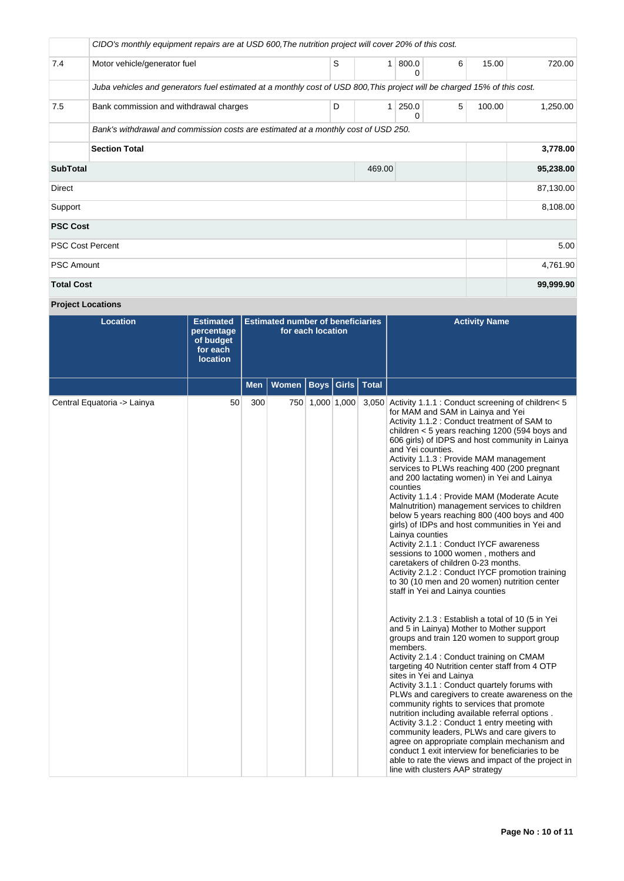| | | | | | | | |
|---|---|---|---|---|---|---|---|
| | *CIDO's monthly equipment repairs are at USD 600,The nutrition project will cover 20% of this cost.* | | | | | | |
| 7.4 | Motor vehicle/generator fuel | S | 1 | 800.00 | 6 | 15.00 | 720.00 |
| | *Juba vehicles and generators fuel estimated at a monthly cost of USD 800,This project will be charged 15% of this cost.* | | | | | | |
| 7.5 | Bank commission and withdrawal charges | D | 1 | 250.00 | 5 | 100.00 | 1,250.00 |
| | *Bank's withdrawal and commission costs are estimated at a monthly cost of USD 250.* | | | | | | |
| | **Section Total** | | | | | | **3,778.00** |
| **SubTotal** | | | 469.00 | | | | **95,238.00** |
| Direct | | | | | | | 87,130.00 |
| Support | | | | | | | 8,108.00 |
| **PSC Cost** | | | | | | | |
| PSC Cost Percent | | | | | | | 5.00 |
| PSC Amount | | | | | | | 4,761.90 |
| **Total Cost** | | | | | | | **99,999.90** |

**Project Locations**

| Location | Estimated percentage of budget for each location | Estimated number of beneficiaries for each location | | | | | Activity Name |
|---|---|---|---|---|---|---|---|
| | | Men | Women | Boys | Girls | Total | |
| Central Equatoria -> Lainya | 50 | 300 | 750 | 1,000 | 1,000 | 3,050 | Activity 1.1.1 : Conduct screening of children< 5 for MAM and SAM in Lainya and Yei<br>Activity 1.1.2 : Conduct treatment of SAM to children < 5 years reaching 1200 (594 boys and 606 girls) of IDPS and host community in Lainya and Yei counties.<br>Activity 1.1.3 : Provide MAM management services to PLWs reaching 400 (200 pregnant and 200 lactating women) in Yei and Lainya counties<br>Activity 1.1.4 : Provide MAM (Moderate Acute Malnutrition) management services to children below 5 years reaching 800 (400 boys and 400 girls) of IDPs and host communities in Yei and Lainya counties<br>Activity 2.1.1 : Conduct IYCF awareness sessions to 1000 women , mothers and caretakers of children 0-23 months.<br>Activity 2.1.2 : Conduct IYCF promotion training to 30 (10 men and 20 women) nutrition center staff in Yei and Lainya counties<br><br>Activity 2.1.3 : Establish a total of 10 (5 in Yei and 5 in Lainya) Mother to Mother support groups and train 120 women to support group members.<br>Activity 2.1.4 : Conduct training on CMAM targeting 40 Nutrition center staff from 4 OTP sites in Yei and Lainya<br>Activity 3.1.1 : Conduct quartely forums with PLWs and caregivers to create awareness on the community rights to services that promote nutrition including available referral options .<br>Activity 3.1.2 : Conduct 1 entry meeting with community leaders, PLWs and care givers to agree on appropriate complain mechanism and conduct 1 exit interview for beneficiaries to be able to rate the views and impact of the project in line with clusters AAP strategy |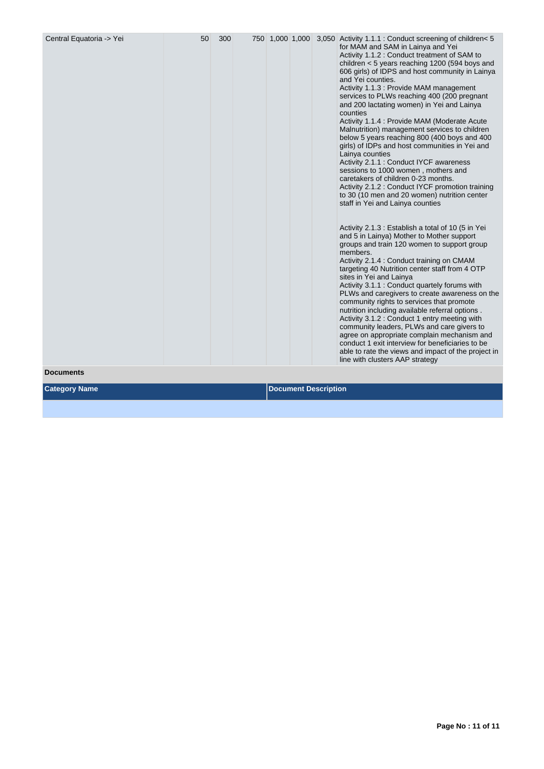| | | | | | | | |
|---|---|---|---|---|---|---|---|
| Central Equatoria -> Yei | 50 | 300 | 750 | 1,000 | 1,000 | 3,050 | Activity 1.1.1 : Conduct screening of children< 5 for MAM and SAM in Lainya and Yei<br>Activity 1.1.2 : Conduct treatment of SAM to children < 5 years reaching 1200 (594 boys and 606 girls) of IDPS and host community in Lainya and Yei counties.<br>Activity 1.1.3 : Provide MAM management services to PLWs reaching 400 (200 pregnant and 200 lactating women) in Yei and Lainya counties<br>Activity 1.1.4 : Provide MAM (Moderate Acute Malnutrition) management services to children below 5 years reaching 800 (400 boys and 400 girls) of IDPs and host communities in Yei and Lainya counties<br>Activity 2.1.1 : Conduct IYCF awareness sessions to 1000 women , mothers and caretakers of children 0-23 months.<br>Activity 2.1.2 : Conduct IYCF promotion training to 30 (10 men and 20 women) nutrition center staff in Yei and Lainya counties<br><br>Activity 2.1.3 : Establish a total of 10 (5 in Yei and 5 in Lainya) Mother to Mother support groups and train 120 women to support group members.<br>Activity 2.1.4 : Conduct training on CMAM targeting 40 Nutrition center staff from 4 OTP sites in Yei and Lainya<br>Activity 3.1.1 : Conduct quartely forums with PLWs and caregivers to create awareness on the community rights to services that promote nutrition including available referral options .<br>Activity 3.1.2 : Conduct 1 entry meeting with community leaders, PLWs and care givers to agree on appropriate complain mechanism and conduct 1 exit interview for beneficiaries to be able to rate the views and impact of the project in line with clusters AAP strategy |

**Documents**

| Category Name | Document Description |
|---|---|
| | |